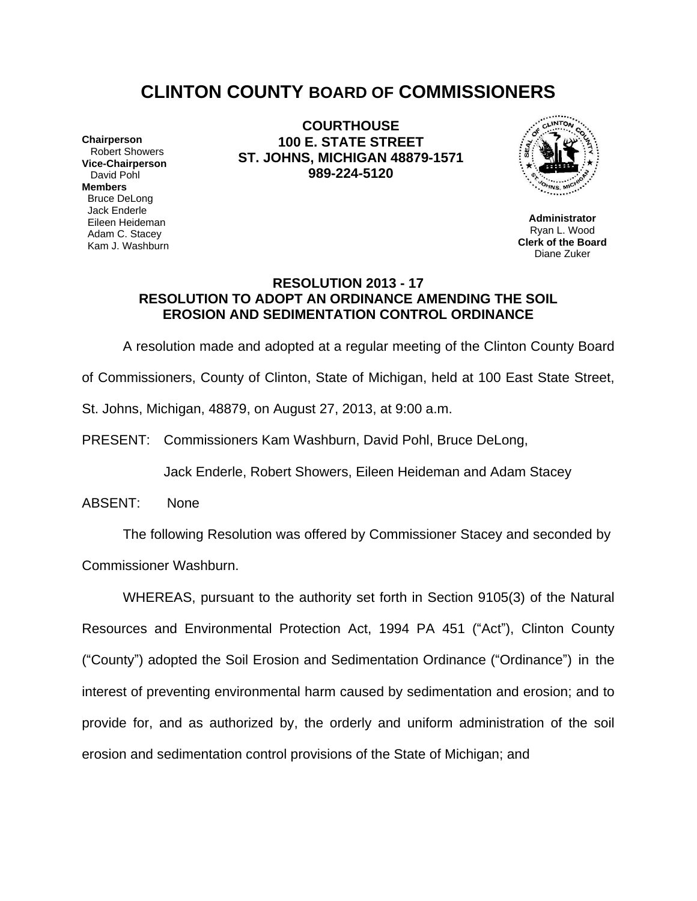# CLINTON COUNTY BOARD OF COMMISSIONERS

**Chairperson**
Robert Showers
**Vice-Chairperson**
David Pohl
**Members**
Bruce DeLong
Jack Enderle
Eileen Heideman
Adam C. Stacey
Kam J. Washburn

**COURTHOUSE**
**100 E. STATE STREET**
**ST. JOHNS, MICHIGAN 48879-1571**
**989-224-5120**

**Administrator**
Ryan L. Wood
**Clerk of the Board**
Diane Zuker

## RESOLUTION 2013 - 17
## RESOLUTION TO ADOPT AN ORDINANCE AMENDING THE SOIL EROSION AND SEDIMENTATION CONTROL ORDINANCE

A resolution made and adopted at a regular meeting of the Clinton County Board of Commissioners, County of Clinton, State of Michigan, held at 100 East State Street, St. Johns, Michigan, 48879, on August 27, 2013, at 9:00 a.m.

PRESENT: Commissioners Kam Washburn, David Pohl, Bruce DeLong, Jack Enderle, Robert Showers, Eileen Heideman and Adam Stacey

ABSENT: None

The following Resolution was offered by Commissioner Stacey and seconded by Commissioner Washburn.

WHEREAS, pursuant to the authority set forth in Section 9105(3) of the Natural Resources and Environmental Protection Act, 1994 PA 451 ("Act"), Clinton County ("County") adopted the Soil Erosion and Sedimentation Ordinance ("Ordinance") in the interest of preventing environmental harm caused by sedimentation and erosion; and to provide for, and as authorized by, the orderly and uniform administration of the soil erosion and sedimentation control provisions of the State of Michigan; and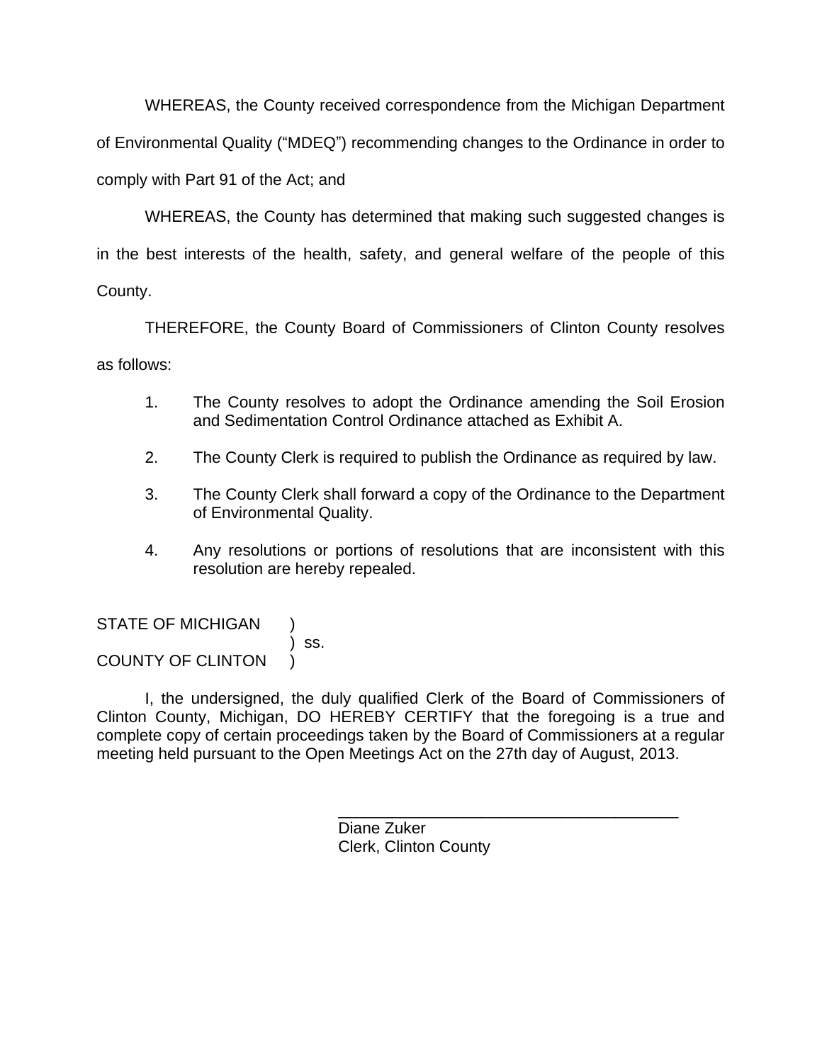WHEREAS, the County received correspondence from the Michigan Department of Environmental Quality ("MDEQ") recommending changes to the Ordinance in order to comply with Part 91 of the Act; and

WHEREAS, the County has determined that making such suggested changes is in the best interests of the health, safety, and general welfare of the people of this County.

THEREFORE, the County Board of Commissioners of Clinton County resolves as follows:

1. The County resolves to adopt the Ordinance amending the Soil Erosion and Sedimentation Control Ordinance attached as Exhibit A.

2. The County Clerk is required to publish the Ordinance as required by law.

3. The County Clerk shall forward a copy of the Ordinance to the Department of Environmental Quality.

4. Any resolutions or portions of resolutions that are inconsistent with this resolution are hereby repealed.

STATE OF MICHIGAN )
) ss.
COUNTY OF CLINTON )

I, the undersigned, the duly qualified Clerk of the Board of Commissioners of Clinton County, Michigan, DO HEREBY CERTIFY that the foregoing is a true and complete copy of certain proceedings taken by the Board of Commissioners at a regular meeting held pursuant to the Open Meetings Act on the 27th day of August, 2013.

\_\_\_\_\_\_\_\_\_\_\_\_\_\_\_\_\_\_\_\_\_\_\_\_\_\_\_\_\_\_\_\_\_\_\_\_\_\_\_\_

Diane Zuker
Clerk, Clinton County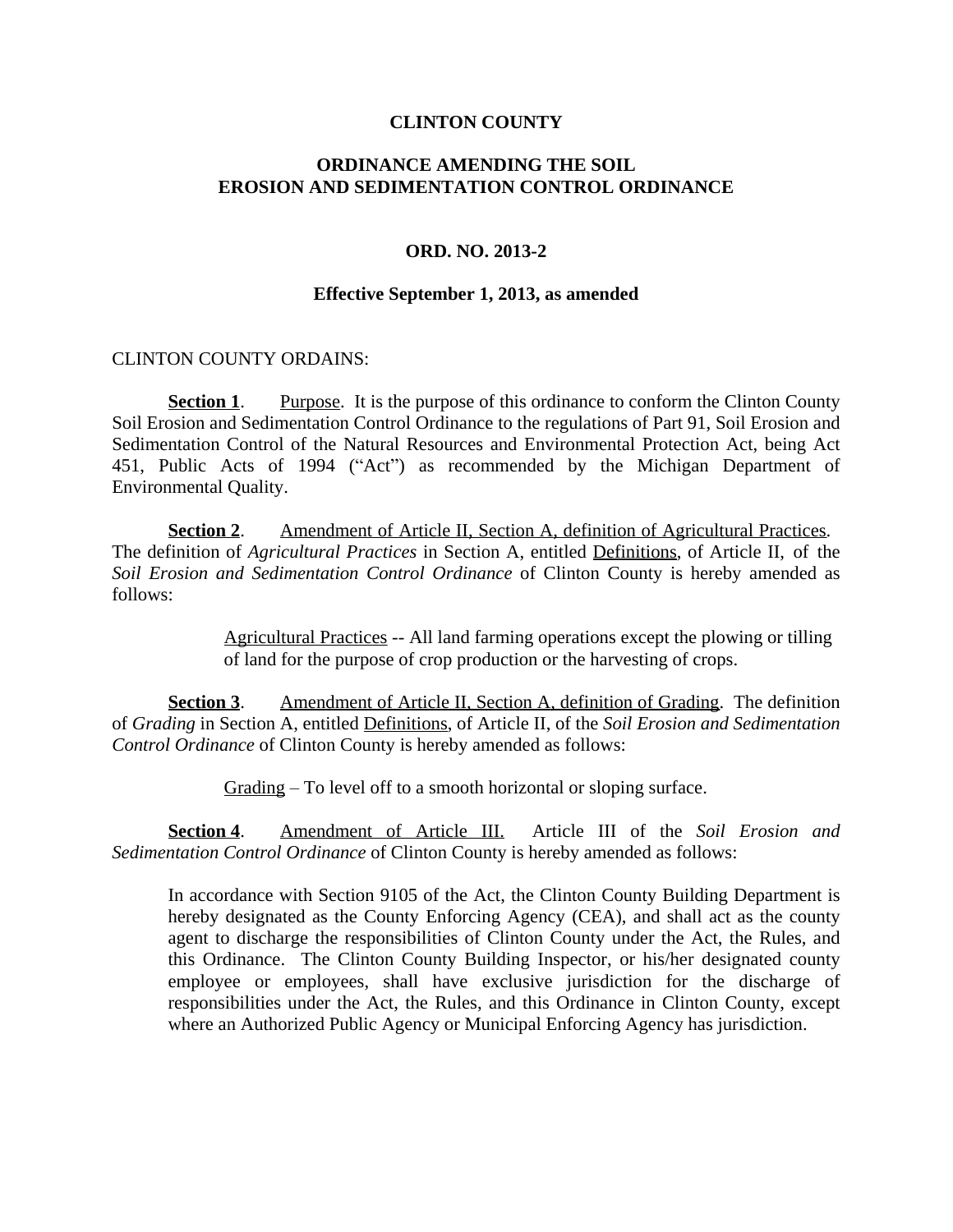**CLINTON COUNTY**

**ORDINANCE AMENDING THE SOIL EROSION AND SEDIMENTATION CONTROL ORDINANCE**

**ORD. NO. 2013-2**

**Effective September 1, 2013, as amended**

CLINTON COUNTY ORDAINS:

**Section 1**. Purpose. It is the purpose of this ordinance to conform the Clinton County Soil Erosion and Sedimentation Control Ordinance to the regulations of Part 91, Soil Erosion and Sedimentation Control of the Natural Resources and Environmental Protection Act, being Act 451, Public Acts of 1994 ("Act") as recommended by the Michigan Department of Environmental Quality.

**Section 2**. Amendment of Article II, Section A, definition of Agricultural Practices. The definition of *Agricultural Practices* in Section A, entitled Definitions, of Article II, of the *Soil Erosion and Sedimentation Control Ordinance* of Clinton County is hereby amended as follows:

> Agricultural Practices -- All land farming operations except the plowing or tilling of land for the purpose of crop production or the harvesting of crops.

**Section 3**. Amendment of Article II, Section A, definition of Grading. The definition of *Grading* in Section A, entitled Definitions, of Article II, of the *Soil Erosion and Sedimentation Control Ordinance* of Clinton County is hereby amended as follows:

> Grading – To level off to a smooth horizontal or sloping surface.

**Section 4**. Amendment of Article III. Article III of the *Soil Erosion and Sedimentation Control Ordinance* of Clinton County is hereby amended as follows:

> In accordance with Section 9105 of the Act, the Clinton County Building Department is hereby designated as the County Enforcing Agency (CEA), and shall act as the county agent to discharge the responsibilities of Clinton County under the Act, the Rules, and this Ordinance. The Clinton County Building Inspector, or his/her designated county employee or employees, shall have exclusive jurisdiction for the discharge of responsibilities under the Act, the Rules, and this Ordinance in Clinton County, except where an Authorized Public Agency or Municipal Enforcing Agency has jurisdiction.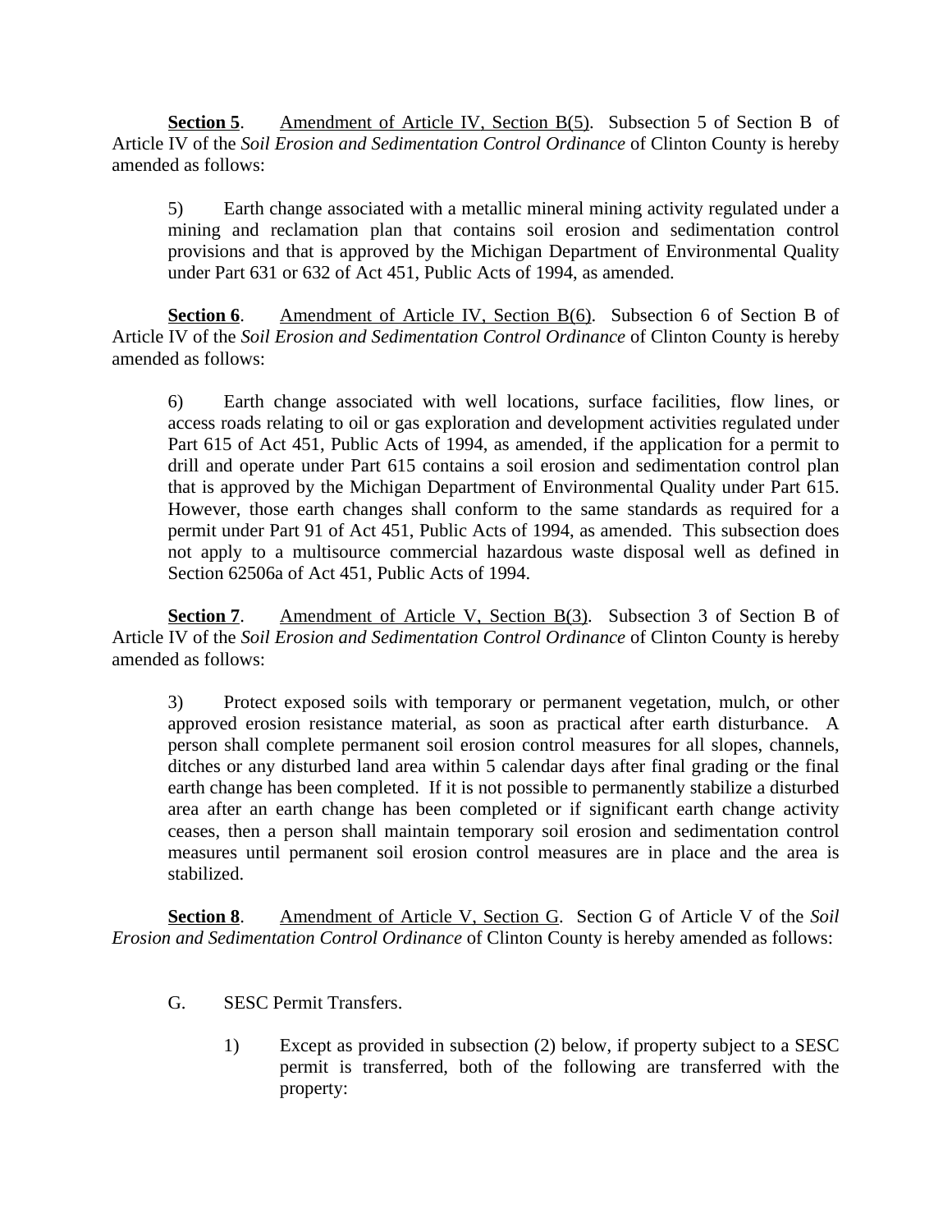**Section 5**. <u>Amendment of Article IV, Section B(5)</u>. Subsection 5 of Section B of Article IV of the *Soil Erosion and Sedimentation Control Ordinance* of Clinton County is hereby amended as follows:

> 5) Earth change associated with a metallic mineral mining activity regulated under a mining and reclamation plan that contains soil erosion and sedimentation control provisions and that is approved by the Michigan Department of Environmental Quality under Part 631 or 632 of Act 451, Public Acts of 1994, as amended.

**Section 6**. <u>Amendment of Article IV, Section B(6)</u>. Subsection 6 of Section B of Article IV of the *Soil Erosion and Sedimentation Control Ordinance* of Clinton County is hereby amended as follows:

> 6) Earth change associated with well locations, surface facilities, flow lines, or access roads relating to oil or gas exploration and development activities regulated under Part 615 of Act 451, Public Acts of 1994, as amended, if the application for a permit to drill and operate under Part 615 contains a soil erosion and sedimentation control plan that is approved by the Michigan Department of Environmental Quality under Part 615. However, those earth changes shall conform to the same standards as required for a permit under Part 91 of Act 451, Public Acts of 1994, as amended. This subsection does not apply to a multisource commercial hazardous waste disposal well as defined in Section 62506a of Act 451, Public Acts of 1994.

**Section 7**. <u>Amendment of Article V, Section B(3)</u>. Subsection 3 of Section B of Article IV of the *Soil Erosion and Sedimentation Control Ordinance* of Clinton County is hereby amended as follows:

> 3) Protect exposed soils with temporary or permanent vegetation, mulch, or other approved erosion resistance material, as soon as practical after earth disturbance. A person shall complete permanent soil erosion control measures for all slopes, channels, ditches or any disturbed land area within 5 calendar days after final grading or the final earth change has been completed. If it is not possible to permanently stabilize a disturbed area after an earth change has been completed or if significant earth change activity ceases, then a person shall maintain temporary soil erosion and sedimentation control measures until permanent soil erosion control measures are in place and the area is stabilized.

**Section 8**. <u>Amendment of Article V, Section G</u>. Section G of Article V of the *Soil Erosion and Sedimentation Control Ordinance* of Clinton County is hereby amended as follows:

> G. SESC Permit Transfers.
>
> > 1) Except as provided in subsection (2) below, if property subject to a SESC permit is transferred, both of the following are transferred with the property: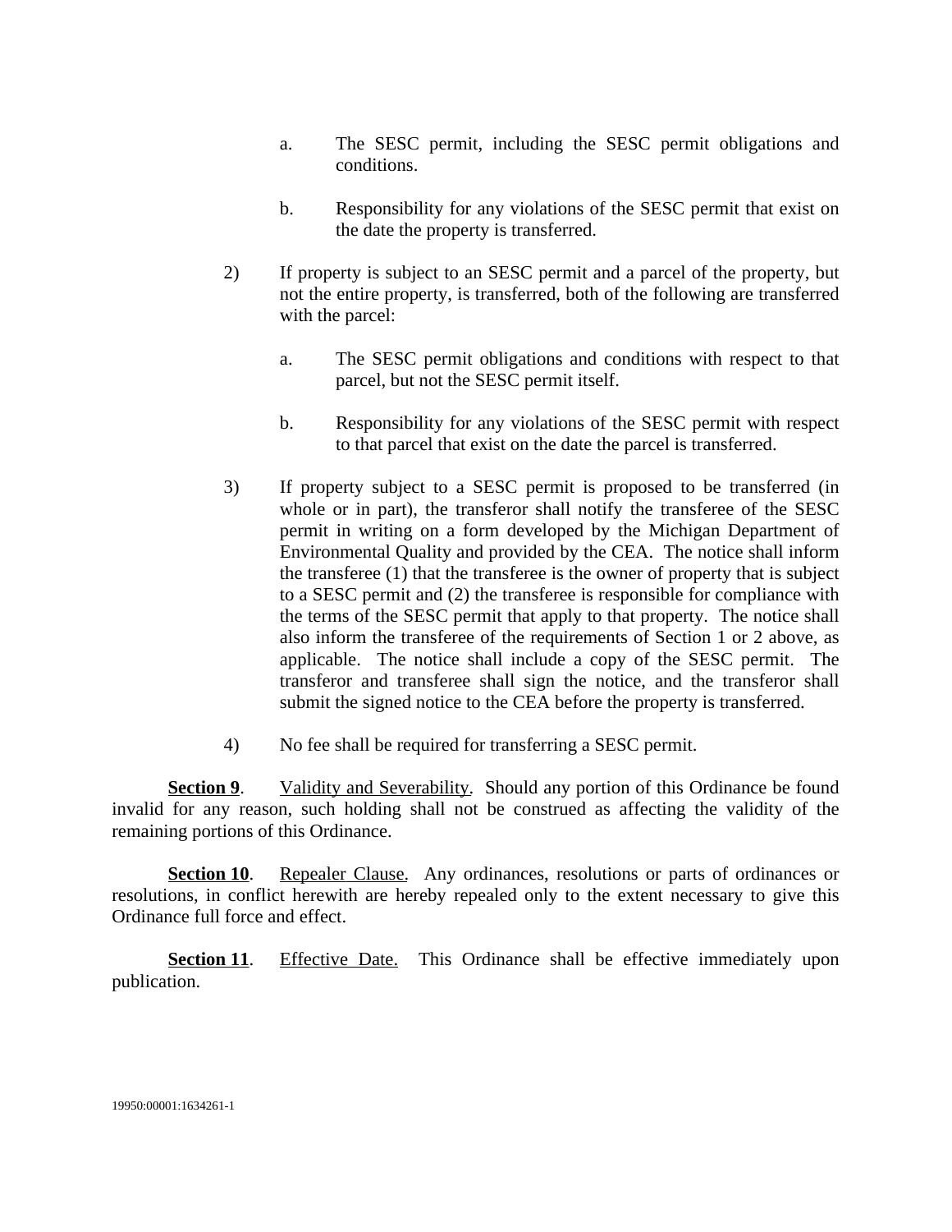a. The SESC permit, including the SESC permit obligations and conditions.

b. Responsibility for any violations of the SESC permit that exist on the date the property is transferred.

2) If property is subject to an SESC permit and a parcel of the property, but not the entire property, is transferred, both of the following are transferred with the parcel:

a. The SESC permit obligations and conditions with respect to that parcel, but not the SESC permit itself.

b. Responsibility for any violations of the SESC permit with respect to that parcel that exist on the date the parcel is transferred.

3) If property subject to a SESC permit is proposed to be transferred (in whole or in part), the transferor shall notify the transferee of the SESC permit in writing on a form developed by the Michigan Department of Environmental Quality and provided by the CEA. The notice shall inform the transferee (1) that the transferee is the owner of property that is subject to a SESC permit and (2) the transferee is responsible for compliance with the terms of the SESC permit that apply to that property. The notice shall also inform the transferee of the requirements of Section 1 or 2 above, as applicable. The notice shall include a copy of the SESC permit. The transferor and transferee shall sign the notice, and the transferor shall submit the signed notice to the CEA before the property is transferred.

4) No fee shall be required for transferring a SESC permit.

**Section 9**. Validity and Severability. Should any portion of this Ordinance be found invalid for any reason, such holding shall not be construed as affecting the validity of the remaining portions of this Ordinance.

**Section 10**. Repealer Clause. Any ordinances, resolutions or parts of ordinances or resolutions, in conflict herewith are hereby repealed only to the extent necessary to give this Ordinance full force and effect.

**Section 11**. Effective Date. This Ordinance shall be effective immediately upon publication.

19950:00001:1634261-1